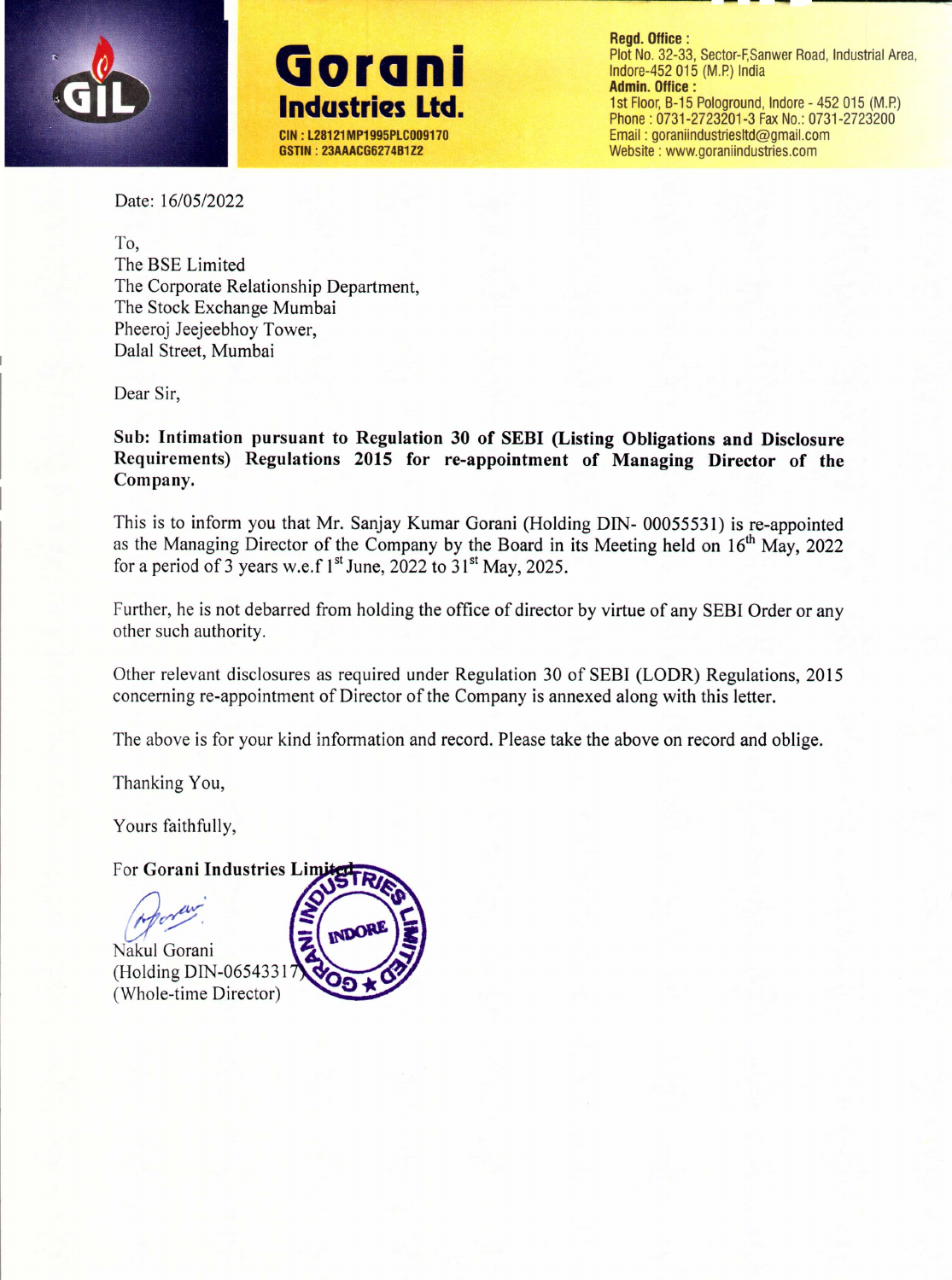# Gorani Industries Ltd.

CIN : L28121MP1995PLC009170
GSTIN : 23AAACG6274B1Z2

**Regd. Office :**
Plot No. 32-33, Sector-F,Sanwer Road, Industrial Area, Indore-452 015 (M.P.) India
**Admin. Office :**
1st Floor, B-15 Pologround, Indore - 452 015 (M.P.)
Phone : 0731-2723201-3 Fax No.: 0731-2723200
Email : goraniindustriesltd@gmail.com
Website : www.goraniindustries.com

Date: 16/05/2022

To,
The BSE Limited
The Corporate Relationship Department,
The Stock Exchange Mumbai
Pheeroj Jeejeebhoy Tower,
Dalal Street, Mumbai

Dear Sir,

**Sub: Intimation pursuant to Regulation 30 of SEBI (Listing Obligations and Disclosure Requirements) Regulations 2015 for re-appointment of Managing Director of the Company.**

This is to inform you that Mr. Sanjay Kumar Gorani (Holding DIN- 00055531) is re-appointed as the Managing Director of the Company by the Board in its Meeting held on 16th May, 2022 for a period of 3 years w.e.f 1st June, 2022 to 31st May, 2025.

Further, he is not debarred from holding the office of director by virtue of any SEBI Order or any other such authority.

Other relevant disclosures as required under Regulation 30 of SEBI (LODR) Regulations, 2015 concerning re-appointment of Director of the Company is annexed along with this letter.

The above is for your kind information and record. Please take the above on record and oblige.

Thanking You,

Yours faithfully,

For **Gorani Industries Limited**

Nakul Gorani
(Holding DIN-06543317)
(Whole-time Director)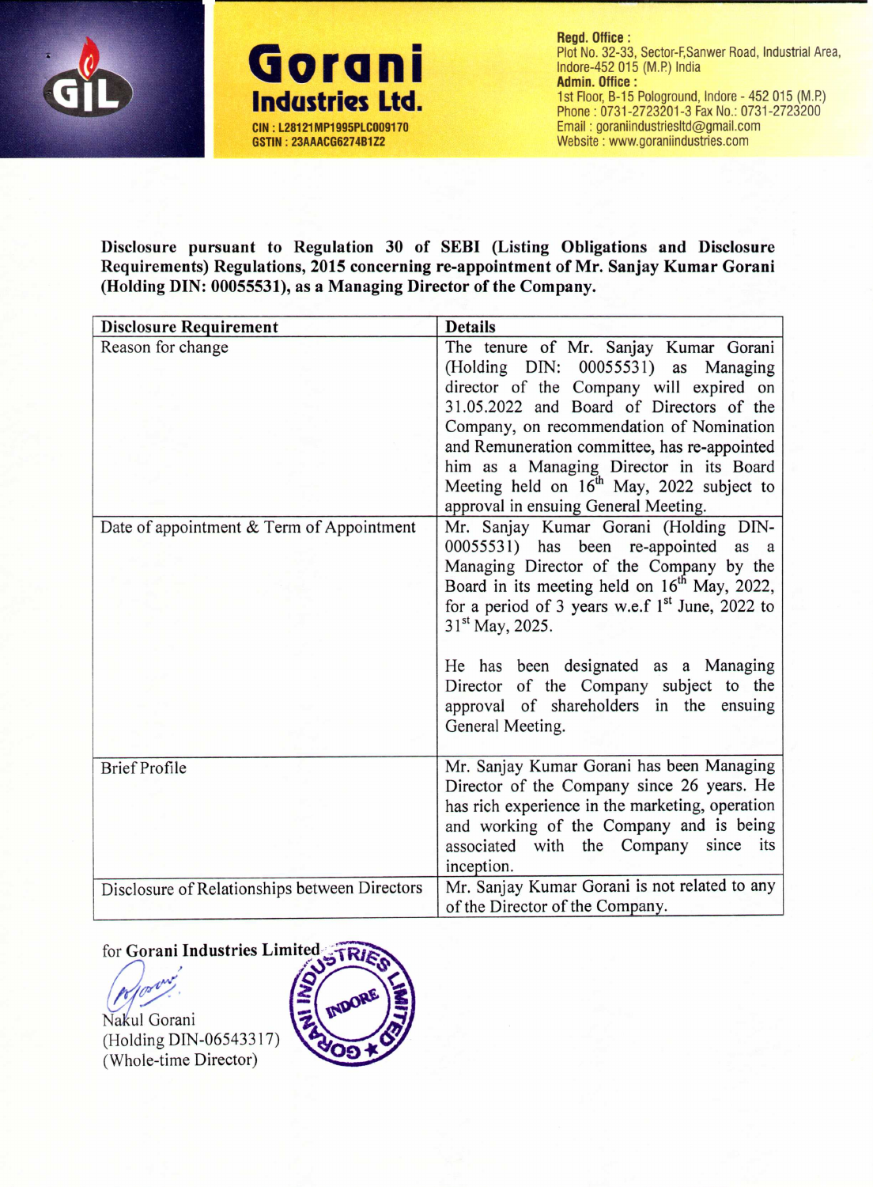# Gorani Industries Ltd.

CIN : L28121MP1995PLC009170
GSTIN : 23AAACG6274B1Z2

**Regd. Office :**
Plot No. 32-33, Sector-F,Sanwer Road, Industrial Area, Indore-452 015 (M.P.) India
**Admin. Office :**
1st Floor, B-15 Pologround, Indore - 452 015 (M.P.)
Phone : 0731-2723201-3 Fax No.: 0731-2723200
Email : goraniindustriesltd@gmail.com
Website : www.goraniindustries.com

**Disclosure pursuant to Regulation 30 of SEBI (Listing Obligations and Disclosure Requirements) Regulations, 2015 concerning re-appointment of Mr. Sanjay Kumar Gorani (Holding DIN: 00055531), as a Managing Director of the Company.**

| Disclosure Requirement | Details |
|---|---|
| Reason for change | The tenure of Mr. Sanjay Kumar Gorani (Holding DIN: 00055531) as Managing director of the Company will expired on 31.05.2022 and Board of Directors of the Company, on recommendation of Nomination and Remuneration committee, has re-appointed him as a Managing Director in its Board Meeting held on 16th May, 2022 subject to approval in ensuing General Meeting. |
| Date of appointment & Term of Appointment | Mr. Sanjay Kumar Gorani (Holding DIN-00055531) has been re-appointed as a Managing Director of the Company by the Board in its meeting held on 16th May, 2022, for a period of 3 years w.e.f 1st June, 2022 to 31st May, 2025.<br><br>He has been designated as a Managing Director of the Company subject to the approval of shareholders in the ensuing General Meeting. |
| Brief Profile | Mr. Sanjay Kumar Gorani has been Managing Director of the Company since 26 years. He has rich experience in the marketing, operation and working of the Company and is being associated with the Company since its inception. |
| Disclosure of Relationships between Directors | Mr. Sanjay Kumar Gorani is not related to any of the Director of the Company. |

for **Gorani Industries Limited**

Nakul Gorani
(Holding DIN-06543317)
(Whole-time Director)